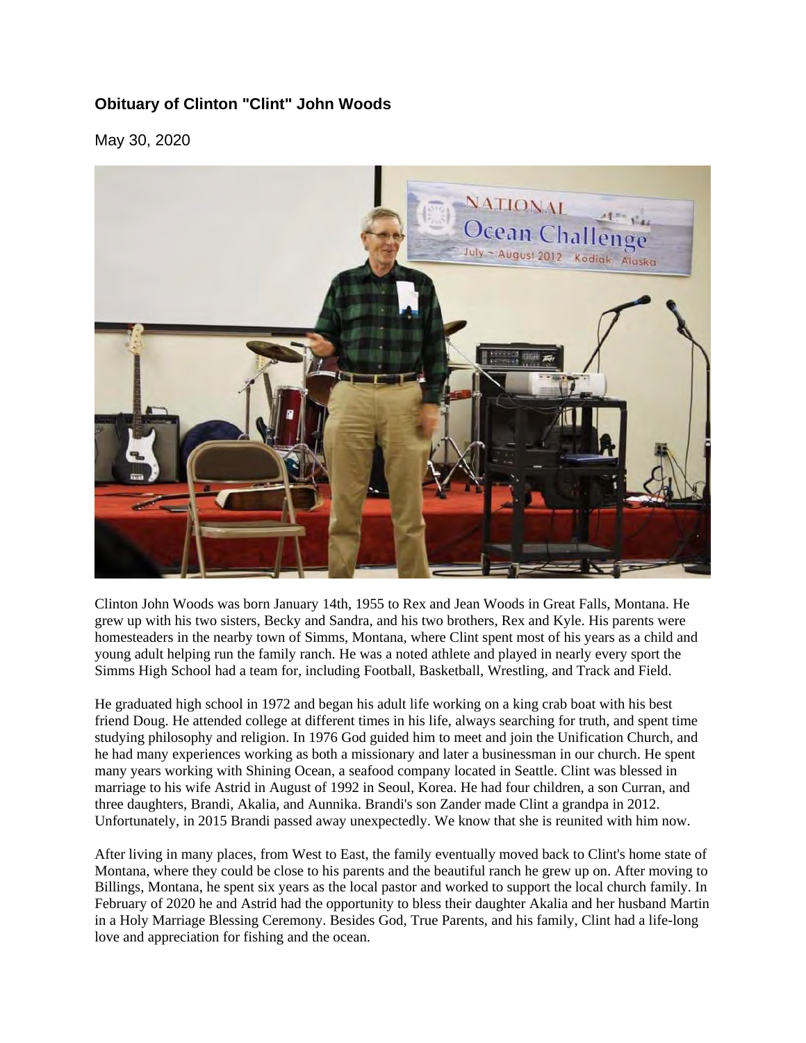**Obituary of Clinton "Clint" John Woods**

May 30, 2020

Clinton John Woods was born January 14th, 1955 to Rex and Jean Woods in Great Falls, Montana. He grew up with his two sisters, Becky and Sandra, and his two brothers, Rex and Kyle. His parents were homesteaders in the nearby town of Simms, Montana, where Clint spent most of his years as a child and young adult helping run the family ranch. He was a noted athlete and played in nearly every sport the Simms High School had a team for, including Football, Basketball, Wrestling, and Track and Field.

He graduated high school in 1972 and began his adult life working on a king crab boat with his best friend Doug. He attended college at different times in his life, always searching for truth, and spent time studying philosophy and religion. In 1976 God guided him to meet and join the Unification Church, and he had many experiences working as both a missionary and later a businessman in our church. He spent many years working with Shining Ocean, a seafood company located in Seattle. Clint was blessed in marriage to his wife Astrid in August of 1992 in Seoul, Korea. He had four children, a son Curran, and three daughters, Brandi, Akalia, and Aunnika. Brandi's son Zander made Clint a grandpa in 2012. Unfortunately, in 2015 Brandi passed away unexpectedly. We know that she is reunited with him now.

After living in many places, from West to East, the family eventually moved back to Clint's home state of Montana, where they could be close to his parents and the beautiful ranch he grew up on. After moving to Billings, Montana, he spent six years as the local pastor and worked to support the local church family. In February of 2020 he and Astrid had the opportunity to bless their daughter Akalia and her husband Martin in a Holy Marriage Blessing Ceremony. Besides God, True Parents, and his family, Clint had a life-long love and appreciation for fishing and the ocean.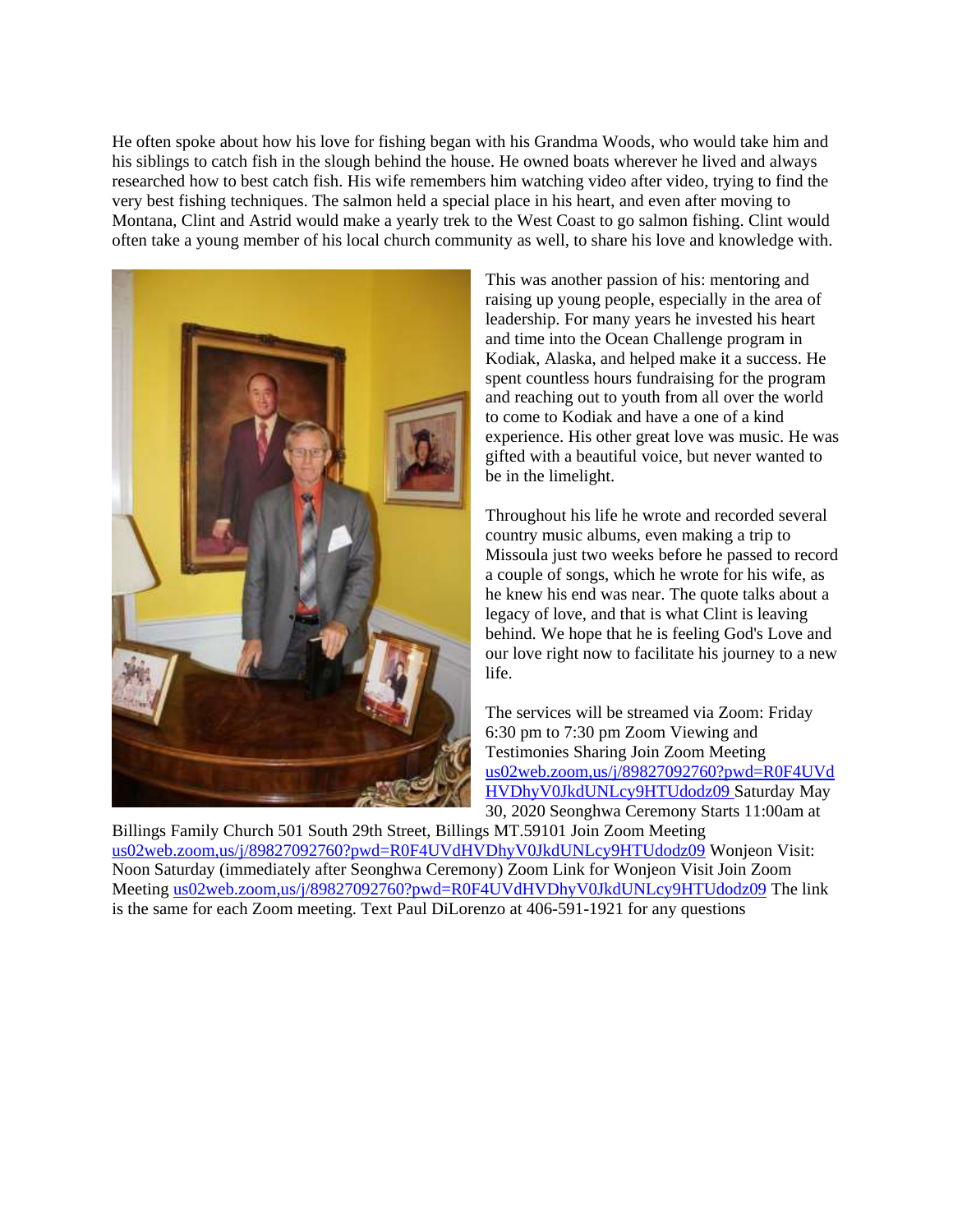He often spoke about how his love for fishing began with his Grandma Woods, who would take him and his siblings to catch fish in the slough behind the house. He owned boats wherever he lived and always researched how to best catch fish. His wife remembers him watching video after video, trying to find the very best fishing techniques. The salmon held a special place in his heart, and even after moving to Montana, Clint and Astrid would make a yearly trek to the West Coast to go salmon fishing. Clint would often take a young member of his local church community as well, to share his love and knowledge with.

This was another passion of his: mentoring and raising up young people, especially in the area of leadership. For many years he invested his heart and time into the Ocean Challenge program in Kodiak, Alaska, and helped make it a success. He spent countless hours fundraising for the program and reaching out to youth from all over the world to come to Kodiak and have a one of a kind experience. His other great love was music. He was gifted with a beautiful voice, but never wanted to be in the limelight.

Throughout his life he wrote and recorded several country music albums, even making a trip to Missoula just two weeks before he passed to record a couple of songs, which he wrote for his wife, as he knew his end was near. The quote talks about a legacy of love, and that is what Clint is leaving behind. We hope that he is feeling God's Love and our love right now to facilitate his journey to a new life.

The services will be streamed via Zoom: Friday 6:30 pm to 7:30 pm Zoom Viewing and Testimonies Sharing Join Zoom Meeting us02web.zoom,us/j/89827092760?pwd=R0F4UVdHVDhyV0JkdUNLcy9HTUdodz09 Saturday May 30, 2020 Seonghwa Ceremony Starts 11:00am at Billings Family Church 501 South 29th Street, Billings MT.59101 Join Zoom Meeting us02web.zoom,us/j/89827092760?pwd=R0F4UVdHVDhyV0JkdUNLcy9HTUdodz09 Wonjeon Visit: Noon Saturday (immediately after Seonghwa Ceremony) Zoom Link for Wonjeon Visit Join Zoom Meeting us02web.zoom,us/j/89827092760?pwd=R0F4UVdHVDhyV0JkdUNLcy9HTUdodz09 The link is the same for each Zoom meeting. Text Paul DiLorenzo at 406-591-1921 for any questions